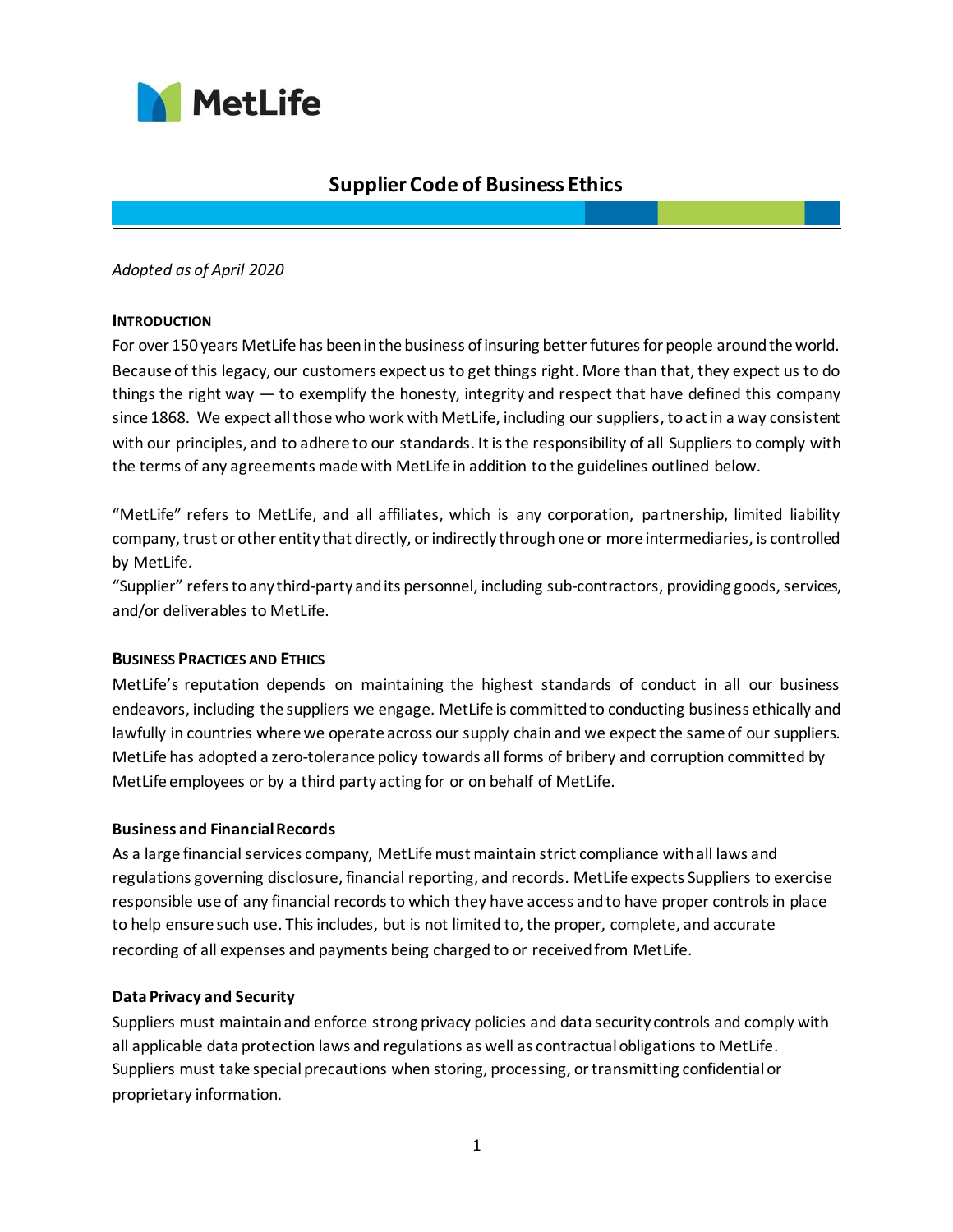# Supplier Code of Business Ethics

*Adopted as of April 2020*

## INTRODUCTION

For over 150 years MetLife has been in the business of insuring better futures for people around the world. Because of this legacy, our customers expect us to get things right. More than that, they expect us to do things the right way — to exemplify the honesty, integrity and respect that have defined this company since 1868. We expect all those who work with MetLife, including our suppliers, to act in a way consistent with our principles, and to adhere to our standards. It is the responsibility of all Suppliers to comply with the terms of any agreements made with MetLife in addition to the guidelines outlined below.

"MetLife" refers to MetLife, and all affiliates, which is any corporation, partnership, limited liability company, trust or other entity that directly, or indirectly through one or more intermediaries, is controlled by MetLife.

"Supplier" refers to any third-party and its personnel, including sub-contractors, providing goods, services, and/or deliverables to MetLife.

## BUSINESS PRACTICES AND ETHICS

MetLife's reputation depends on maintaining the highest standards of conduct in all our business endeavors, including the suppliers we engage. MetLife is committed to conducting business ethically and lawfully in countries where we operate across our supply chain and we expect the same of our suppliers. MetLife has adopted a zero-tolerance policy towards all forms of bribery and corruption committed by MetLife employees or by a third party acting for or on behalf of MetLife.

### Business and Financial Records

As a large financial services company, MetLife must maintain strict compliance with all laws and regulations governing disclosure, financial reporting, and records. MetLife expects Suppliers to exercise responsible use of any financial records to which they have access and to have proper controls in place to help ensure such use. This includes, but is not limited to, the proper, complete, and accurate recording of all expenses and payments being charged to or received from MetLife.

### Data Privacy and Security

Suppliers must maintain and enforce strong privacy policies and data security controls and comply with all applicable data protection laws and regulations as well as contractual obligations to MetLife. Suppliers must take special precautions when storing, processing, or transmitting confidential or proprietary information.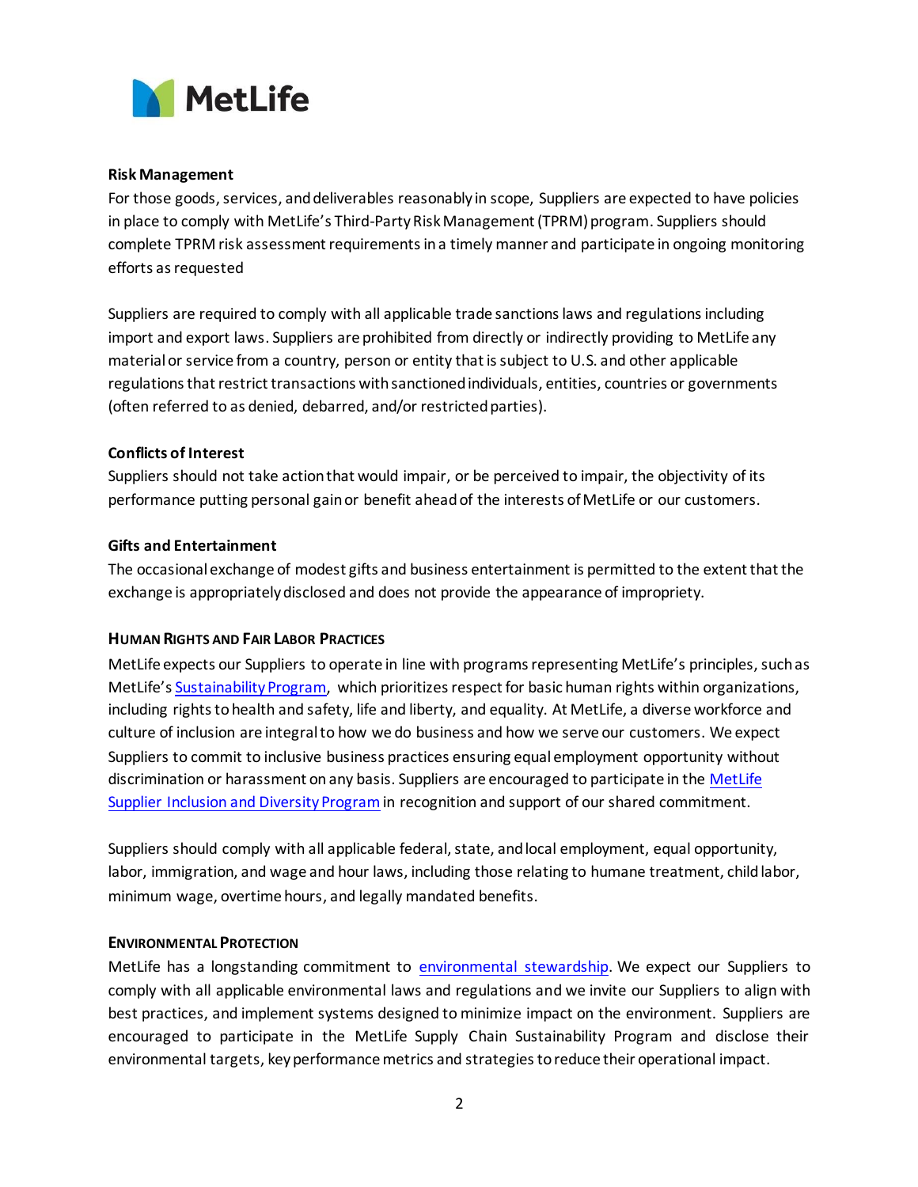**Risk Management**

For those goods, services, and deliverables reasonably in scope, Suppliers are expected to have policies in place to comply with MetLife's Third-Party Risk Management (TPRM) program. Suppliers should complete TPRM risk assessment requirements in a timely manner and participate in ongoing monitoring efforts as requested

Suppliers are required to comply with all applicable trade sanctions laws and regulations including import and export laws. Suppliers are prohibited from directly or indirectly providing to MetLife any material or service from a country, person or entity that is subject to U.S. and other applicable regulations that restrict transactions with sanctioned individuals, entities, countries or governments (often referred to as denied, debarred, and/or restricted parties).

**Conflicts of Interest**

Suppliers should not take action that would impair, or be perceived to impair, the objectivity of its performance putting personal gain or benefit ahead of the interests of MetLife or our customers.

**Gifts and Entertainment**

The occasional exchange of modest gifts and business entertainment is permitted to the extent that the exchange is appropriately disclosed and does not provide the appearance of impropriety.

**Human Rights and Fair Labor Practices**

MetLife expects our Suppliers to operate in line with programs representing MetLife's principles, such as MetLife's Sustainability Program, which prioritizes respect for basic human rights within organizations, including rights to health and safety, life and liberty, and equality. At MetLife, a diverse workforce and culture of inclusion are integral to how we do business and how we serve our customers. We expect Suppliers to commit to inclusive business practices ensuring equal employment opportunity without discrimination or harassment on any basis. Suppliers are encouraged to participate in the MetLife Supplier Inclusion and Diversity Program in recognition and support of our shared commitment.

Suppliers should comply with all applicable federal, state, and local employment, equal opportunity, labor, immigration, and wage and hour laws, including those relating to humane treatment, child labor, minimum wage, overtime hours, and legally mandated benefits.

**Environmental Protection**

MetLife has a longstanding commitment to environmental stewardship. We expect our Suppliers to comply with all applicable environmental laws and regulations and we invite our Suppliers to align with best practices, and implement systems designed to minimize impact on the environment. Suppliers are encouraged to participate in the MetLife Supply Chain Sustainability Program and disclose their environmental targets, key performance metrics and strategies to reduce their operational impact.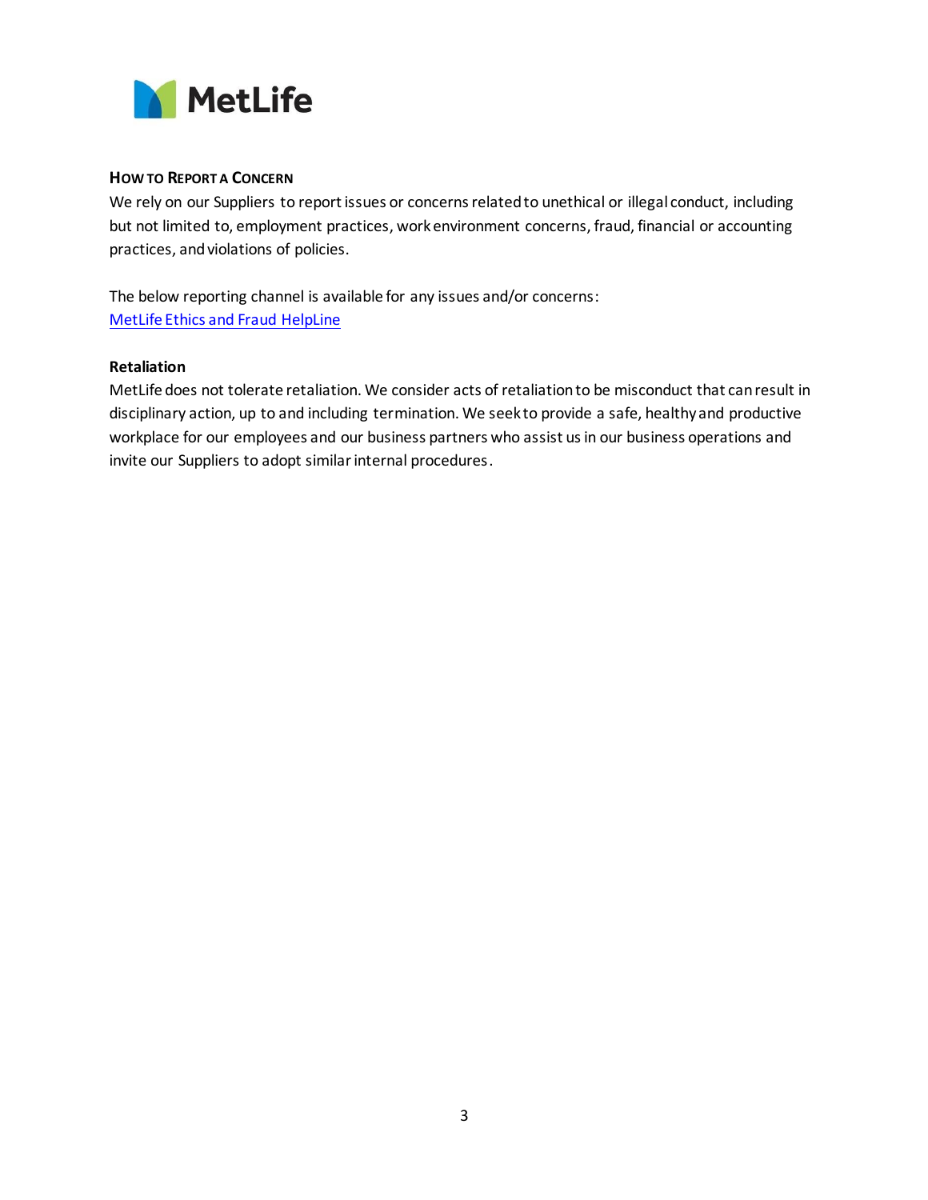## How to Report a Concern

We rely on our Suppliers to report issues or concerns related to unethical or illegal conduct, including but not limited to, employment practices, work environment concerns, fraud, financial or accounting practices, and violations of policies.

The below reporting channel is available for any issues and/or concerns:
MetLife Ethics and Fraud HelpLine

**Retaliation**

MetLife does not tolerate retaliation. We consider acts of retaliation to be misconduct that can result in disciplinary action, up to and including termination. We seek to provide a safe, healthy and productive workplace for our employees and our business partners who assist us in our business operations and invite our Suppliers to adopt similar internal procedures.